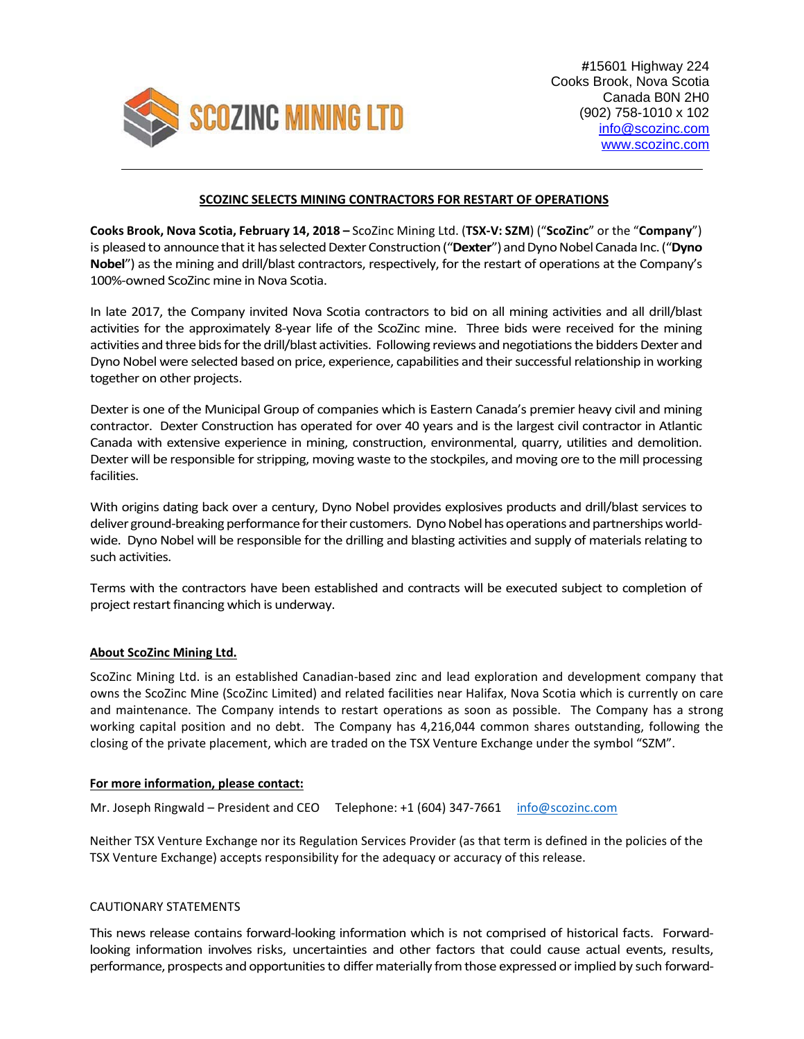SCOZINC MINING LTD

#15601 Highway 224
Cooks Brook, Nova Scotia
Canada B0N 2H0
(902) 758-1010 x 102
info@scozinc.com
www.scozinc.com

---

## SCOZINC SELECTS MINING CONTRACTORS FOR RESTART OF OPERATIONS

**Cooks Brook, Nova Scotia, February 14, 2018 –** ScoZinc Mining Ltd. (**TSX-V: SZM**) ("**ScoZinc**" or the "**Company**") is pleased to announce that it has selected Dexter Construction ("**Dexter**") and Dyno Nobel Canada Inc. ("**Dyno Nobel**") as the mining and drill/blast contractors, respectively, for the restart of operations at the Company's 100%-owned ScoZinc mine in Nova Scotia.

In late 2017, the Company invited Nova Scotia contractors to bid on all mining activities and all drill/blast activities for the approximately 8-year life of the ScoZinc mine. Three bids were received for the mining activities and three bids for the drill/blast activities. Following reviews and negotiations the bidders Dexter and Dyno Nobel were selected based on price, experience, capabilities and their successful relationship in working together on other projects.

Dexter is one of the Municipal Group of companies which is Eastern Canada's premier heavy civil and mining contractor. Dexter Construction has operated for over 40 years and is the largest civil contractor in Atlantic Canada with extensive experience in mining, construction, environmental, quarry, utilities and demolition. Dexter will be responsible for stripping, moving waste to the stockpiles, and moving ore to the mill processing facilities.

With origins dating back over a century, Dyno Nobel provides explosives products and drill/blast services to deliver ground-breaking performance for their customers. Dyno Nobel has operations and partnerships world-wide. Dyno Nobel will be responsible for the drilling and blasting activities and supply of materials relating to such activities.

Terms with the contractors have been established and contracts will be executed subject to completion of project restart financing which is underway.

### About ScoZinc Mining Ltd.

ScoZinc Mining Ltd. is an established Canadian-based zinc and lead exploration and development company that owns the ScoZinc Mine (ScoZinc Limited) and related facilities near Halifax, Nova Scotia which is currently on care and maintenance. The Company intends to restart operations as soon as possible. The Company has a strong working capital position and no debt. The Company has 4,216,044 common shares outstanding, following the closing of the private placement, which are traded on the TSX Venture Exchange under the symbol "SZM".

### For more information, please contact:

Mr. Joseph Ringwald – President and CEO    Telephone: +1 (604) 347-7661    info@scozinc.com

Neither TSX Venture Exchange nor its Regulation Services Provider (as that term is defined in the policies of the TSX Venture Exchange) accepts responsibility for the adequacy or accuracy of this release.

CAUTIONARY STATEMENTS

This news release contains forward-looking information which is not comprised of historical facts. Forward-looking information involves risks, uncertainties and other factors that could cause actual events, results, performance, prospects and opportunities to differ materially from those expressed or implied by such forward-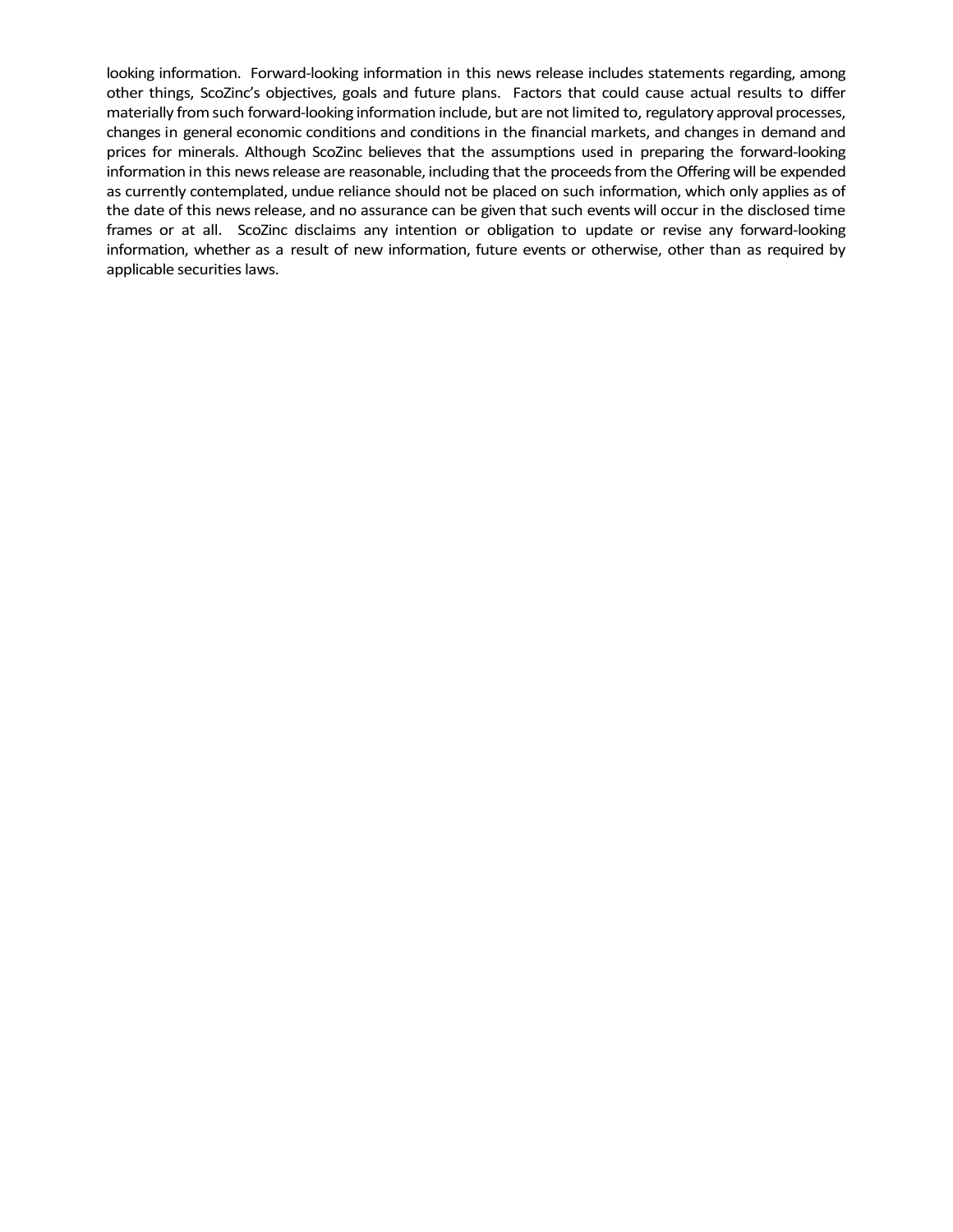looking information. Forward-looking information in this news release includes statements regarding, among other things, ScoZinc's objectives, goals and future plans. Factors that could cause actual results to differ materially from such forward-looking information include, but are not limited to, regulatory approval processes, changes in general economic conditions and conditions in the financial markets, and changes in demand and prices for minerals. Although ScoZinc believes that the assumptions used in preparing the forward-looking information in this news release are reasonable, including that the proceeds from the Offering will be expended as currently contemplated, undue reliance should not be placed on such information, which only applies as of the date of this news release, and no assurance can be given that such events will occur in the disclosed time frames or at all. ScoZinc disclaims any intention or obligation to update or revise any forward-looking information, whether as a result of new information, future events or otherwise, other than as required by applicable securities laws.